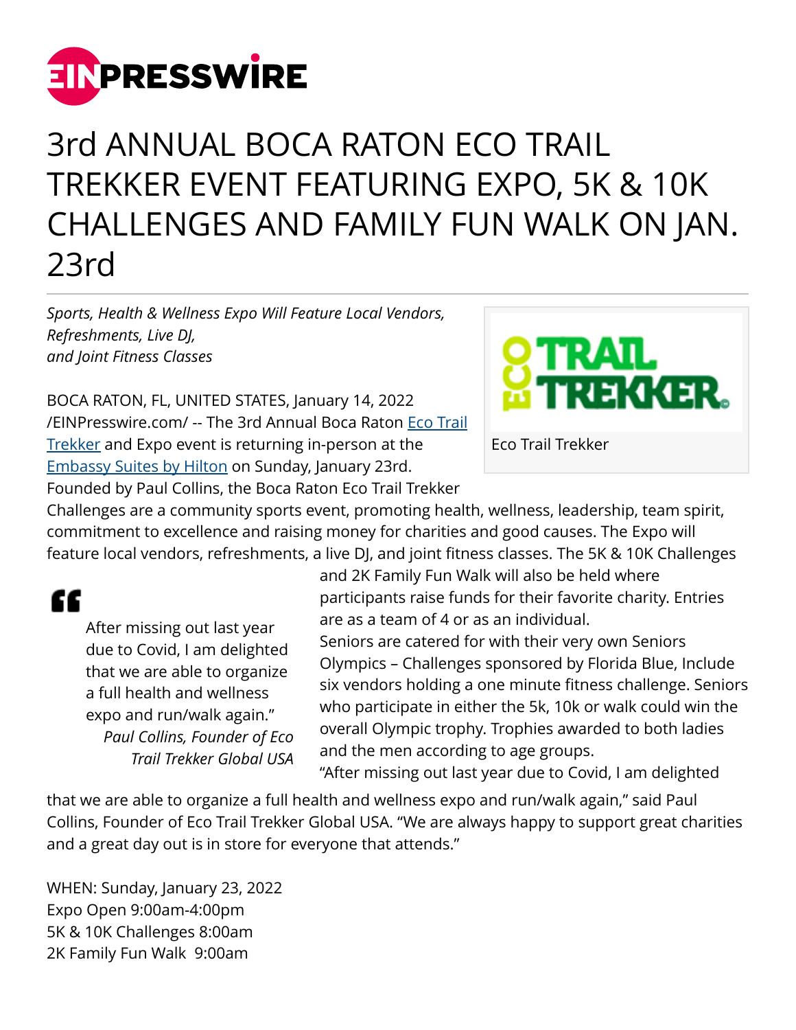# 3rd ANNUAL BOCA RATON ECO TRAIL TREKKER EVENT FEATURING EXPO, 5K & 10K CHALLENGES AND FAMILY FUN WALK ON JAN. 23rd

*Sports, Health & Wellness Expo Will Feature Local Vendors, Refreshments, Live DJ, and Joint Fitness Classes*

Eco Trail Trekker

BOCA RATON, FL, UNITED STATES, January 14, 2022 /EINPresswire.com/ -- The 3rd Annual Boca Raton Eco Trail Trekker and Expo event is returning in-person at the Embassy Suites by Hilton on Sunday, January 23rd. Founded by Paul Collins, the Boca Raton Eco Trail Trekker Challenges are a community sports event, promoting health, wellness, leadership, team spirit, commitment to excellence and raising money for charities and good causes. The Expo will feature local vendors, refreshments, a live DJ, and joint fitness classes. The 5K & 10K Challenges and 2K Family Fun Walk will also be held where participants raise funds for their favorite charity. Entries are as a team of 4 or as an individual.

> After missing out last year due to Covid, I am delighted that we are able to organize a full health and wellness expo and run/walk again."
>
> *Paul Collins, Founder of Eco Trail Trekker Global USA*

Seniors are catered for with their very own Seniors Olympics – Challenges sponsored by Florida Blue, Include six vendors holding a one minute fitness challenge. Seniors who participate in either the 5k, 10k or walk could win the overall Olympic trophy. Trophies awarded to both ladies and the men according to age groups.

"After missing out last year due to Covid, I am delighted that we are able to organize a full health and wellness expo and run/walk again," said Paul Collins, Founder of Eco Trail Trekker Global USA. "We are always happy to support great charities and a great day out is in store for everyone that attends."

WHEN: Sunday, January 23, 2022
Expo Open 9:00am-4:00pm
5K & 10K Challenges 8:00am
2K Family Fun Walk 9:00am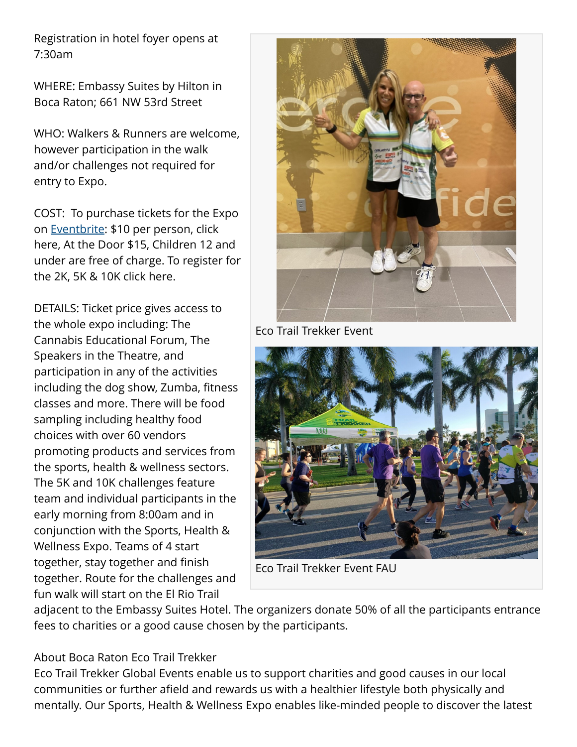Registration in hotel foyer opens at 7:30am

WHERE: Embassy Suites by Hilton in Boca Raton; 661 NW 53rd Street

WHO: Walkers & Runners are welcome, however participation in the walk and/or challenges not required for entry to Expo.

COST: To purchase tickets for the Expo on Eventbrite: $10 per person, click here, At the Door $15, Children 12 and under are free of charge. To register for the 2K, 5K & 10K click here.

DETAILS: Ticket price gives access to the whole expo including: The Cannabis Educational Forum, The Speakers in the Theatre, and participation in any of the activities including the dog show, Zumba, fitness classes and more. There will be food sampling including healthy food choices with over 60 vendors promoting products and services from the sports, health & wellness sectors. The 5K and 10K challenges feature team and individual participants in the early morning from 8:00am and in conjunction with the Sports, Health & Wellness Expo. Teams of 4 start together, stay together and finish together. Route for the challenges and fun walk will start on the El Rio Trail adjacent to the Embassy Suites Hotel. The organizers donate 50% of all the participants entrance fees to charities or a good cause chosen by the participants.

Eco Trail Trekker Event

Eco Trail Trekker Event FAU

About Boca Raton Eco Trail Trekker

Eco Trail Trekker Global Events enable us to support charities and good causes in our local communities or further afield and rewards us with a healthier lifestyle both physically and mentally. Our Sports, Health & Wellness Expo enables like-minded people to discover the latest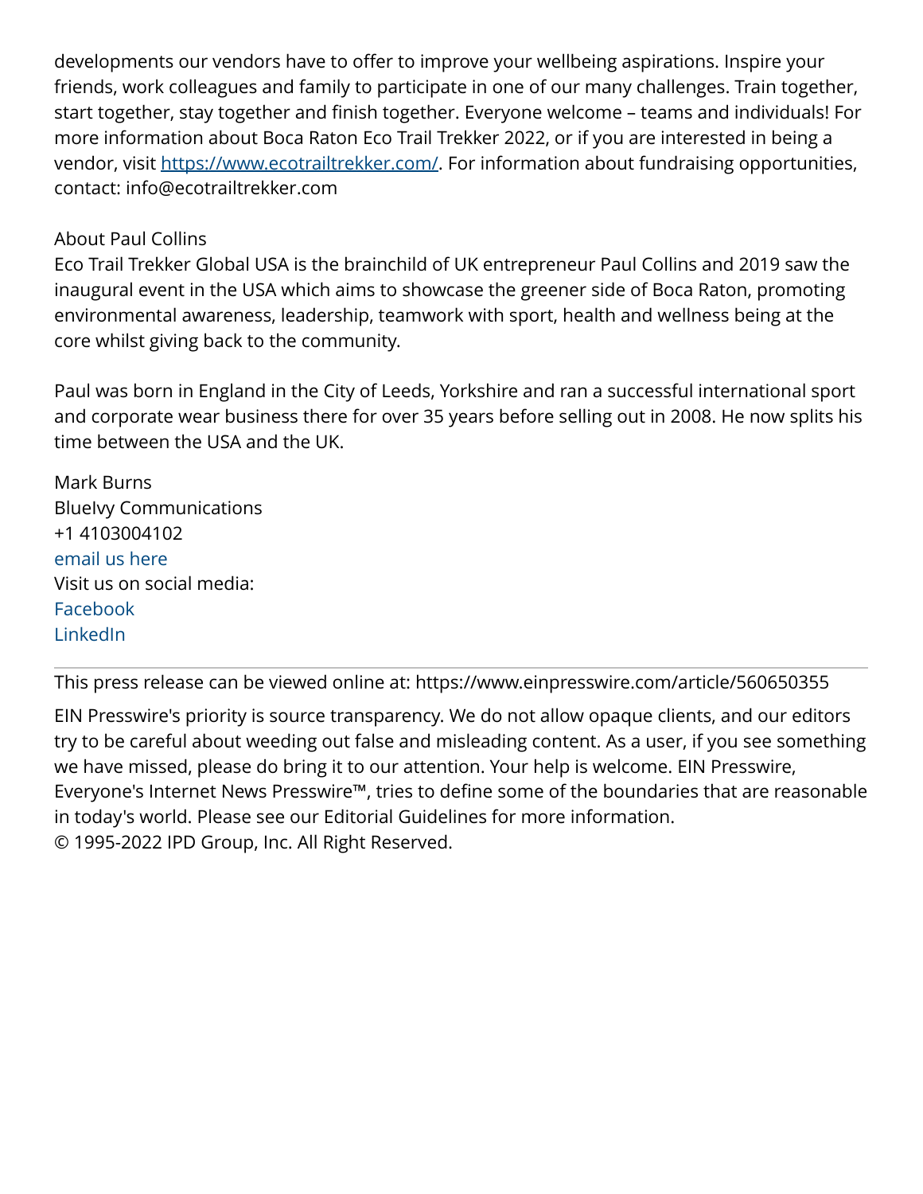developments our vendors have to offer to improve your wellbeing aspirations. Inspire your friends, work colleagues and family to participate in one of our many challenges. Train together, start together, stay together and finish together. Everyone welcome – teams and individuals! For more information about Boca Raton Eco Trail Trekker 2022, or if you are interested in being a vendor, visit [https://www.ecotrailtrekker.com/](https://www.ecotrailtrekker.com/). For information about fundraising opportunities, contact: info@ecotrailtrekker.com

About Paul Collins
Eco Trail Trekker Global USA is the brainchild of UK entrepreneur Paul Collins and 2019 saw the inaugural event in the USA which aims to showcase the greener side of Boca Raton, promoting environmental awareness, leadership, teamwork with sport, health and wellness being at the core whilst giving back to the community.

Paul was born in England in the City of Leeds, Yorkshire and ran a successful international sport and corporate wear business there for over 35 years before selling out in 2008. He now splits his time between the USA and the UK.

Mark Burns
BlueIvy Communications
+1 4103004102
email us here
Visit us on social media:
Facebook
LinkedIn

---

This press release can be viewed online at: https://www.einpresswire.com/article/560650355

EIN Presswire's priority is source transparency. We do not allow opaque clients, and our editors try to be careful about weeding out false and misleading content. As a user, if you see something we have missed, please do bring it to our attention. Your help is welcome. EIN Presswire, Everyone's Internet News Presswire™, tries to define some of the boundaries that are reasonable in today's world. Please see our Editorial Guidelines for more information.
© 1995-2022 IPD Group, Inc. All Right Reserved.